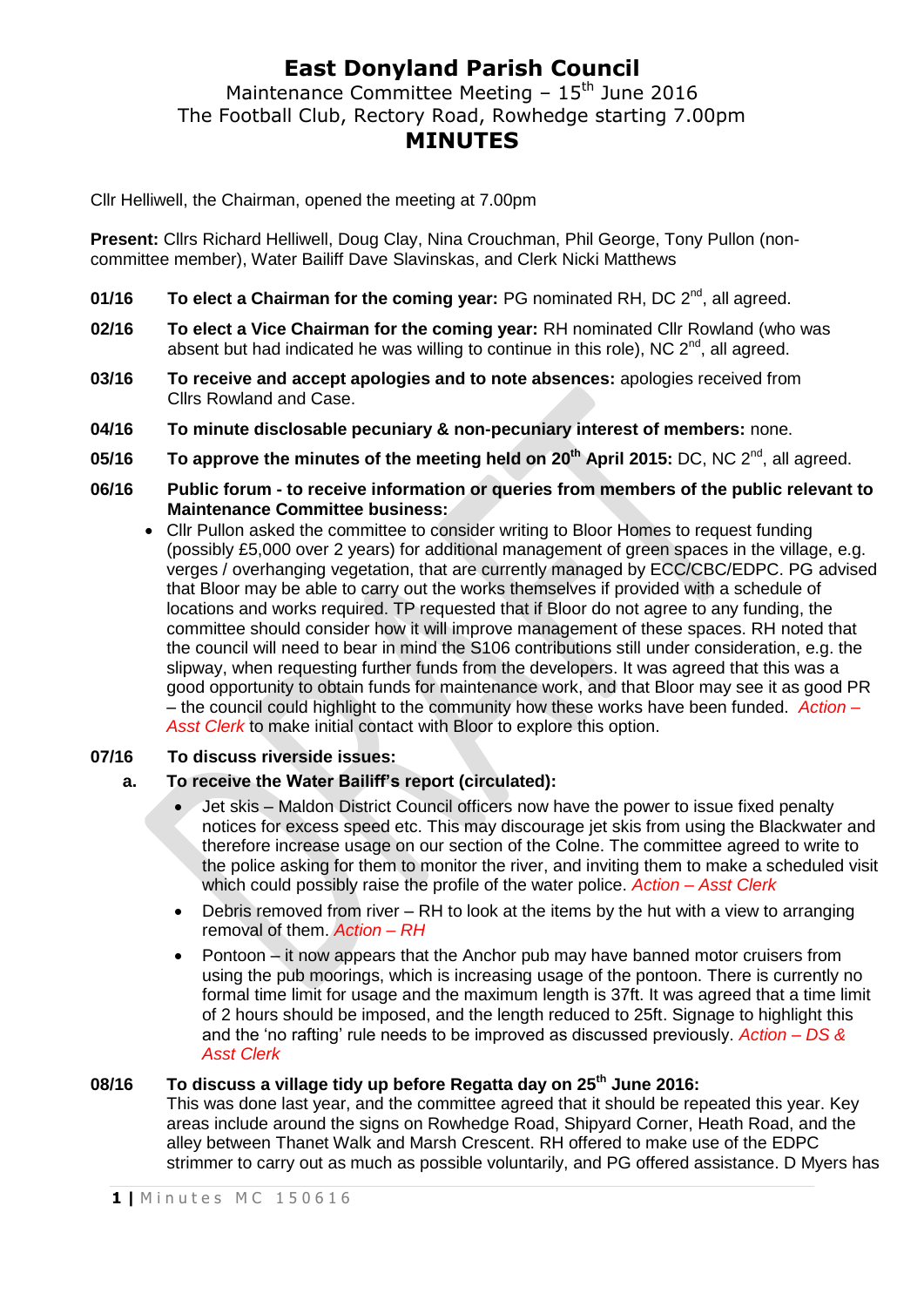# East Donyland Parish Council

Maintenance Committee Meeting – 15th June 2016
The Football Club, Rectory Road, Rowhedge starting 7.00pm

## MINUTES

Cllr Helliwell, the Chairman, opened the meeting at 7.00pm

**Present:** Cllrs Richard Helliwell, Doug Clay, Nina Crouchman, Phil George, Tony Pullon (non-committee member), Water Bailiff Dave Slavinskas, and Clerk Nicki Matthews

**01/16 To elect a Chairman for the coming year:** PG nominated RH, DC 2nd, all agreed.

**02/16 To elect a Vice Chairman for the coming year:** RH nominated Cllr Rowland (who was absent but had indicated he was willing to continue in this role), NC 2nd, all agreed.

**03/16 To receive and accept apologies and to note absences:** apologies received from Cllrs Rowland and Case.

**04/16 To minute disclosable pecuniary & non-pecuniary interest of members:** none.

**05/16 To approve the minutes of the meeting held on 20th April 2015:** DC, NC 2nd, all agreed.

**06/16 Public forum - to receive information or queries from members of the public relevant to Maintenance Committee business:**

- Cllr Pullon asked the committee to consider writing to Bloor Homes to request funding (possibly £5,000 over 2 years) for additional management of green spaces in the village, e.g. verges / overhanging vegetation, that are currently managed by ECC/CBC/EDPC. PG advised that Bloor may be able to carry out the works themselves if provided with a schedule of locations and works required. TP requested that if Bloor do not agree to any funding, the committee should consider how it will improve management of these spaces. RH noted that the council will need to bear in mind the S106 contributions still under consideration, e.g. the slipway, when requesting further funds from the developers. It was agreed that this was a good opportunity to obtain funds for maintenance work, and that Bloor may see it as good PR – the council could highlight to the community how these works have been funded. *Action – Asst Clerk* to make initial contact with Bloor to explore this option.

**07/16 To discuss riverside issues:**

**a. To receive the Water Bailiff's report (circulated):**

- Jet skis – Maldon District Council officers now have the power to issue fixed penalty notices for excess speed etc. This may discourage jet skis from using the Blackwater and therefore increase usage on our section of the Colne. The committee agreed to write to the police asking for them to monitor the river, and inviting them to make a scheduled visit which could possibly raise the profile of the water police. *Action – Asst Clerk*
- Debris removed from river – RH to look at the items by the hut with a view to arranging removal of them. *Action – RH*
- Pontoon – it now appears that the Anchor pub may have banned motor cruisers from using the pub moorings, which is increasing usage of the pontoon. There is currently no formal time limit for usage and the maximum length is 37ft. It was agreed that a time limit of 2 hours should be imposed, and the length reduced to 25ft. Signage to highlight this and the 'no rafting' rule needs to be improved as discussed previously. *Action – DS & Asst Clerk*

**08/16 To discuss a village tidy up before Regatta day on 25th June 2016:**
This was done last year, and the committee agreed that it should be repeated this year. Key areas include around the signs on Rowhedge Road, Shipyard Corner, Heath Road, and the alley between Thanet Walk and Marsh Crescent. RH offered to make use of the EDPC strimmer to carry out as much as possible voluntarily, and PG offered assistance. D Myers has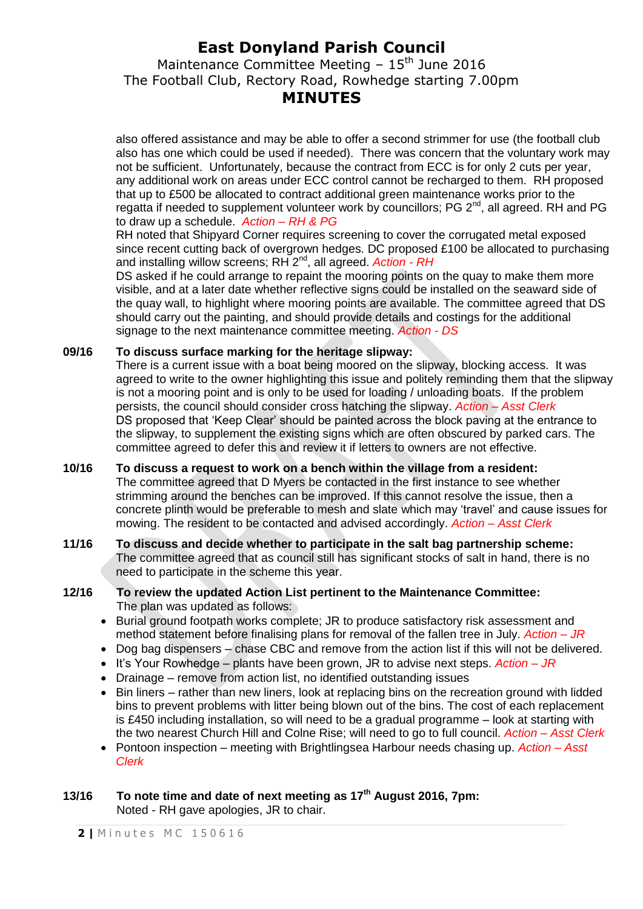# East Donyland Parish Council

Maintenance Committee Meeting – 15th June 2016
The Football Club, Rectory Road, Rowhedge starting 7.00pm

## MINUTES

also offered assistance and may be able to offer a second strimmer for use (the football club also has one which could be used if needed). There was concern that the voluntary work may not be sufficient. Unfortunately, because the contract from ECC is for only 2 cuts per year, any additional work on areas under ECC control cannot be recharged to them. RH proposed that up to £500 be allocated to contract additional green maintenance works prior to the regatta if needed to supplement volunteer work by councillors; PG 2nd, all agreed. RH and PG to draw up a schedule. *Action – RH & PG*

RH noted that Shipyard Corner requires screening to cover the corrugated metal exposed since recent cutting back of overgrown hedges. DC proposed £100 be allocated to purchasing and installing willow screens; RH 2nd, all agreed. *Action - RH*

DS asked if he could arrange to repaint the mooring points on the quay to make them more visible, and at a later date whether reflective signs could be installed on the seaward side of the quay wall, to highlight where mooring points are available. The committee agreed that DS should carry out the painting, and should provide details and costings for the additional signage to the next maintenance committee meeting. *Action - DS*

**09/16 To discuss surface marking for the heritage slipway:**

There is a current issue with a boat being moored on the slipway, blocking access. It was agreed to write to the owner highlighting this issue and politely reminding them that the slipway is not a mooring point and is only to be used for loading / unloading boats. If the problem persists, the council should consider cross hatching the slipway. *Action – Asst Clerk*

DS proposed that 'Keep Clear' should be painted across the block paving at the entrance to the slipway, to supplement the existing signs which are often obscured by parked cars. The committee agreed to defer this and review it if letters to owners are not effective.

**10/16 To discuss a request to work on a bench within the village from a resident:**

The committee agreed that D Myers be contacted in the first instance to see whether strimming around the benches can be improved. If this cannot resolve the issue, then a concrete plinth would be preferable to mesh and slate which may 'travel' and cause issues for mowing. The resident to be contacted and advised accordingly. *Action – Asst Clerk*

**11/16 To discuss and decide whether to participate in the salt bag partnership scheme:**

The committee agreed that as council still has significant stocks of salt in hand, there is no need to participate in the scheme this year.

**12/16 To review the updated Action List pertinent to the Maintenance Committee:**

The plan was updated as follows:

- Burial ground footpath works complete; JR to produce satisfactory risk assessment and method statement before finalising plans for removal of the fallen tree in July. *Action – JR*
- Dog bag dispensers – chase CBC and remove from the action list if this will not be delivered.
- It's Your Rowhedge – plants have been grown, JR to advise next steps. *Action – JR*
- Drainage – remove from action list, no identified outstanding issues
- Bin liners – rather than new liners, look at replacing bins on the recreation ground with lidded bins to prevent problems with litter being blown out of the bins. The cost of each replacement is £450 including installation, so will need to be a gradual programme – look at starting with the two nearest Church Hill and Colne Rise; will need to go to full council. *Action – Asst Clerk*
- Pontoon inspection – meeting with Brightlingsea Harbour needs chasing up. *Action – Asst Clerk*

**13/16 To note time and date of next meeting as 17th August 2016, 7pm:**

Noted - RH gave apologies, JR to chair.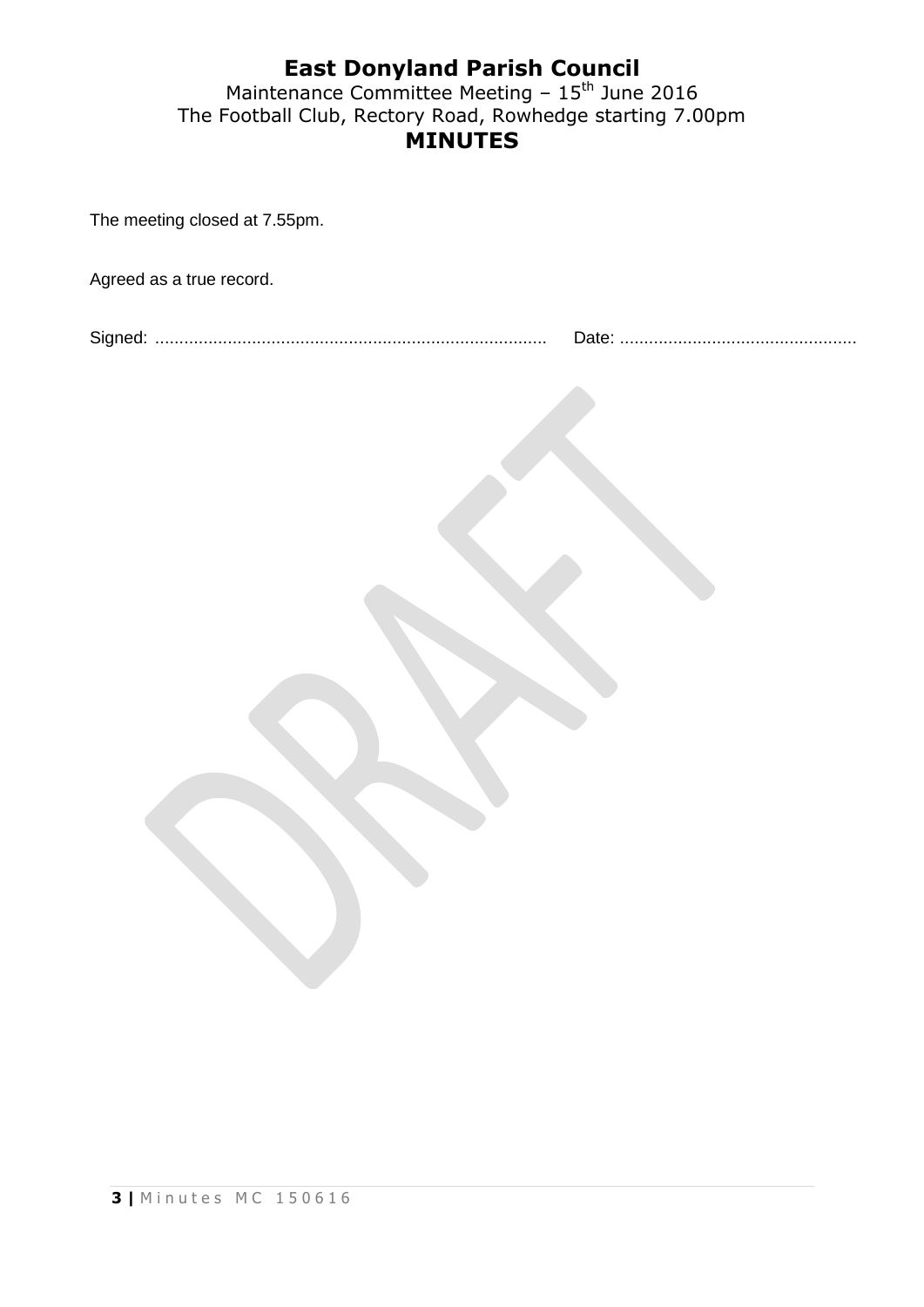# East Donyland Parish Council

Maintenance Committee Meeting – 15th June 2016
The Football Club, Rectory Road, Rowhedge starting 7.00pm

## MINUTES

The meeting closed at 7.55pm.

Agreed as a true record.

Signed: ................................................................................ Date: ................................................

DRAFT